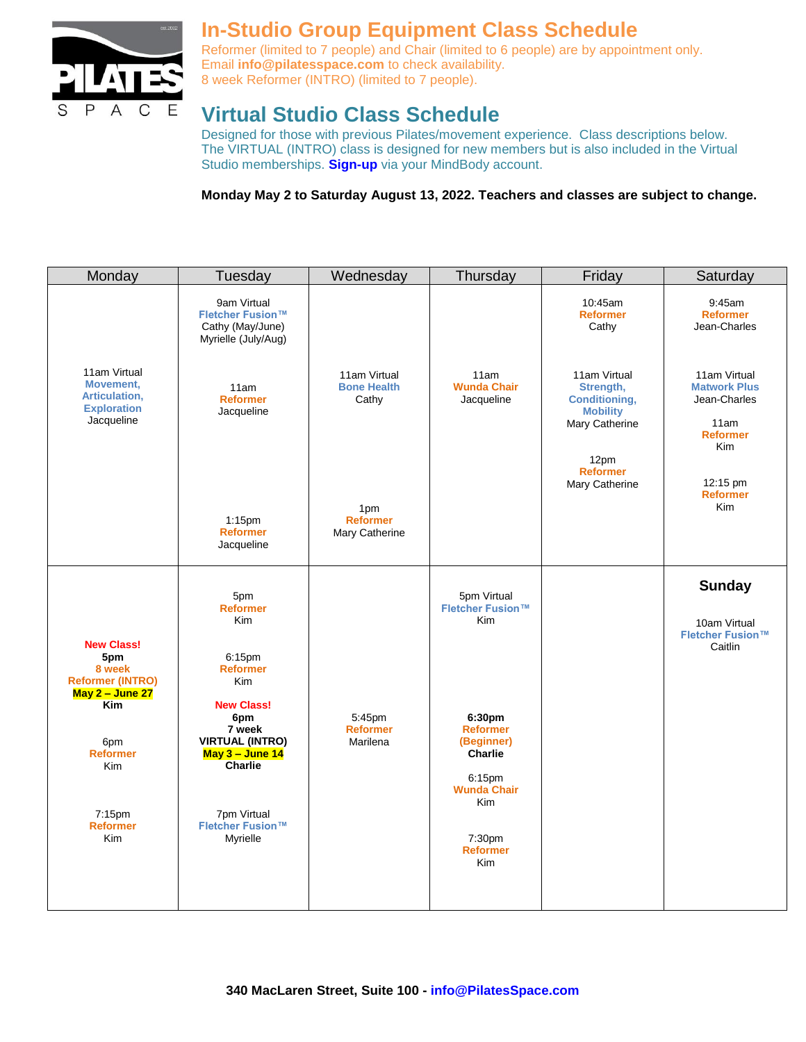PILATES SPACE est.2002

# In-Studio Group Equipment Class Schedule

Reformer (limited to 7 people) and Chair (limited to 6 people) are by appointment only.
Email **info@pilatesspace.com** to check availability.
8 week Reformer (INTRO) (limited to 7 people).

# Virtual Studio Class Schedule

Designed for those with previous Pilates/movement experience. Class descriptions below.
The VIRTUAL (INTRO) class is designed for new members but is also included in the Virtual Studio memberships. **Sign-up** via your MindBody account.

**Monday May 2 to Saturday August 13, 2022. Teachers and classes are subject to change.**

| Monday | Tuesday | Wednesday | Thursday | Friday | Saturday |
|---|---|---|---|---|---|
| 11am Virtual **Movement, Articulation, Exploration** Jacqueline | 9am Virtual **Fletcher Fusion™** Cathy (May/June) Myrielle (July/Aug)<br><br>11am **Reformer** Jacqueline<br><br>1:15pm **Reformer** Jacqueline | 11am Virtual **Bone Health** Cathy<br><br>1pm **Reformer** Mary Catherine | 11am **Wunda Chair** Jacqueline | 10:45am **Reformer** Cathy<br><br>11am Virtual **Strength, Conditioning, Mobility** Mary Catherine<br><br>12pm **Reformer** Mary Catherine | 9:45am **Reformer** Jean-Charles<br><br>11am Virtual **Matwork Plus** Jean-Charles<br><br>11am **Reformer** Kim<br><br>12:15 pm **Reformer** Kim |
| **New Class!** **5pm** **8 week** **Reformer (INTRO)** **May 2 – June 27** **Kim**<br><br>6pm **Reformer** Kim<br><br>7:15pm **Reformer** Kim | 5pm **Reformer** Kim<br><br>6:15pm **Reformer** Kim<br><br>**New Class!** **6pm** **7 week** **VIRTUAL (INTRO)** **May 3 – June 14** **Charlie**<br><br>7pm Virtual **Fletcher Fusion™** Myrielle | 5:45pm **Reformer** Marilena | 5pm Virtual **Fletcher Fusion™** Kim<br><br>**6:30pm** **Reformer (Beginner)** **Charlie**<br><br>6:15pm **Wunda Chair** Kim<br><br>7:30pm **Reformer** Kim | | **Sunday**<br><br>10am Virtual **Fletcher Fusion™** Caitlin |

**340 MacLaren Street, Suite 100 - info@PilatesSpace.com**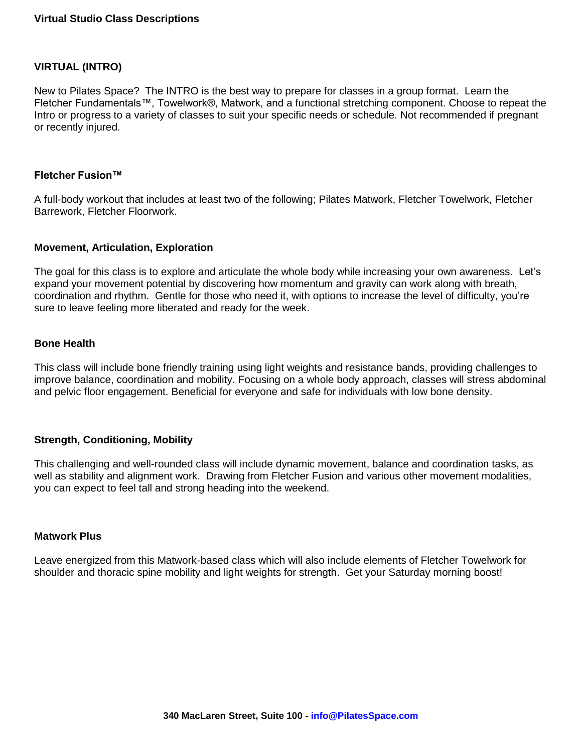**Virtual Studio Class Descriptions**

**VIRTUAL (INTRO)**

New to Pilates Space? The INTRO is the best way to prepare for classes in a group format. Learn the Fletcher Fundamentals™, Towelwork®, Matwork, and a functional stretching component. Choose to repeat the Intro or progress to a variety of classes to suit your specific needs or schedule. Not recommended if pregnant or recently injured.

**Fletcher Fusion™**

A full-body workout that includes at least two of the following; Pilates Matwork, Fletcher Towelwork, Fletcher Barrework, Fletcher Floorwork.

**Movement, Articulation, Exploration**

The goal for this class is to explore and articulate the whole body while increasing your own awareness. Let's expand your movement potential by discovering how momentum and gravity can work along with breath, coordination and rhythm. Gentle for those who need it, with options to increase the level of difficulty, you're sure to leave feeling more liberated and ready for the week.

**Bone Health**

This class will include bone friendly training using light weights and resistance bands, providing challenges to improve balance, coordination and mobility. Focusing on a whole body approach, classes will stress abdominal and pelvic floor engagement. Beneficial for everyone and safe for individuals with low bone density.

**Strength, Conditioning, Mobility**

This challenging and well-rounded class will include dynamic movement, balance and coordination tasks, as well as stability and alignment work. Drawing from Fletcher Fusion and various other movement modalities, you can expect to feel tall and strong heading into the weekend.

**Matwork Plus**

Leave energized from this Matwork-based class which will also include elements of Fletcher Towelwork for shoulder and thoracic spine mobility and light weights for strength. Get your Saturday morning boost!

**340 MacLaren Street, Suite 100 - info@PilatesSpace.com**